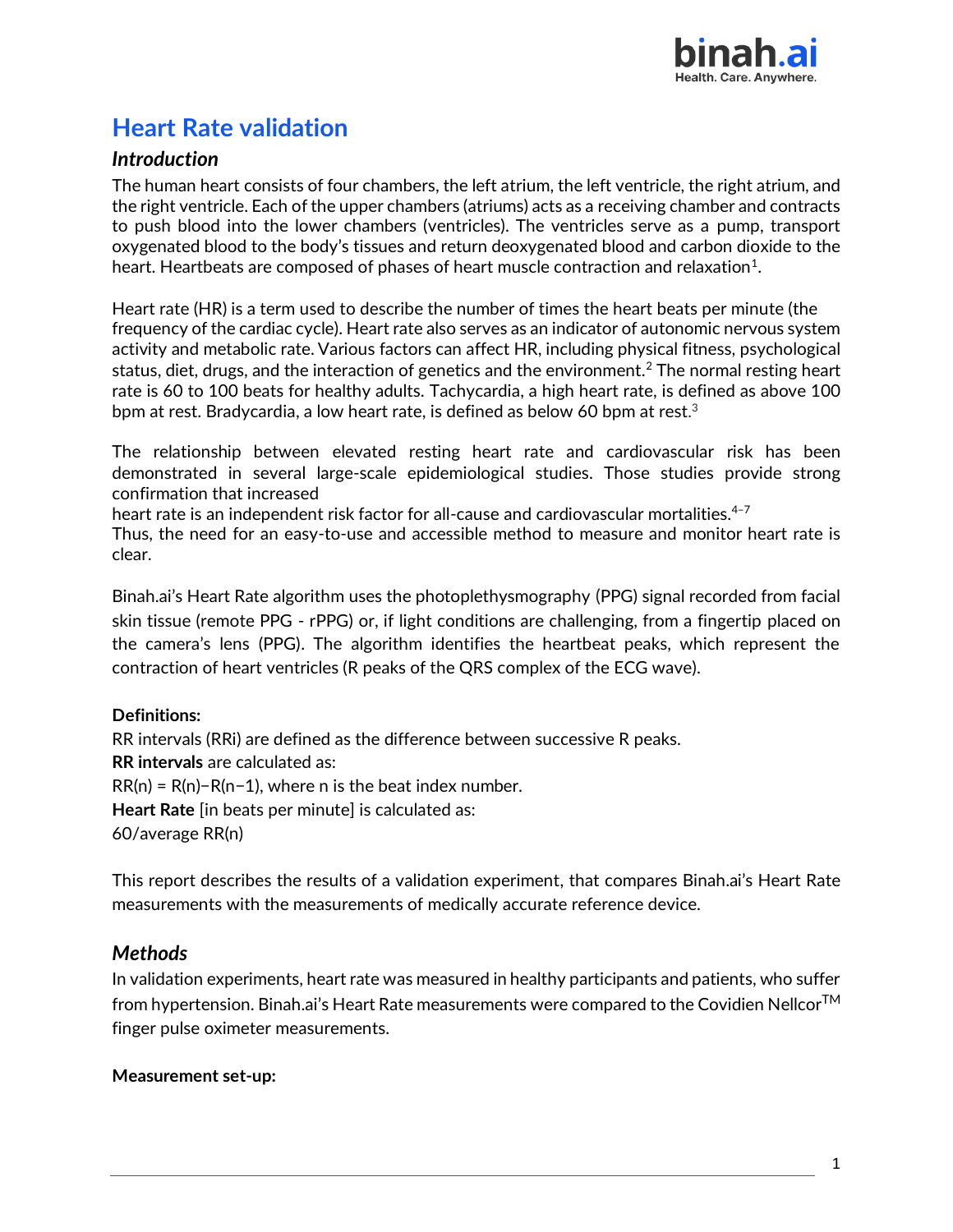# Heart Rate validation

## *Introduction*

The human heart consists of four chambers, the left atrium, the left ventricle, the right atrium, and the right ventricle. Each of the upper chambers (atriums) acts as a receiving chamber and contracts to push blood into the lower chambers (ventricles). The ventricles serve as a pump, transport oxygenated blood to the body's tissues and return deoxygenated blood and carbon dioxide to the heart. Heartbeats are composed of phases of heart muscle contraction and relaxation[1].

Heart rate (HR) is a term used to describe the number of times the heart beats per minute (the frequency of the cardiac cycle). Heart rate also serves as an indicator of autonomic nervous system activity and metabolic rate. Various factors can affect HR, including physical fitness, psychological status, diet, drugs, and the interaction of genetics and the environment.[2] The normal resting heart rate is 60 to 100 beats for healthy adults. Tachycardia, a high heart rate, is defined as above 100 bpm at rest. Bradycardia, a low heart rate, is defined as below 60 bpm at rest.[3]

The relationship between elevated resting heart rate and cardiovascular risk has been demonstrated in several large-scale epidemiological studies. Those studies provide strong confirmation that increased heart rate is an independent risk factor for all-cause and cardiovascular mortalities.[4–7]
Thus, the need for an easy-to-use and accessible method to measure and monitor heart rate is clear.

Binah.ai's Heart Rate algorithm uses the photoplethysmography (PPG) signal recorded from facial skin tissue (remote PPG - rPPG) or, if light conditions are challenging, from a fingertip placed on the camera's lens (PPG). The algorithm identifies the heartbeat peaks, which represent the contraction of heart ventricles (R peaks of the QRS complex of the ECG wave).

**Definitions:**

RR intervals (RRi) are defined as the difference between successive R peaks.

**RR intervals** are calculated as:

$RR(n) = R(n) - R(n-1)$, where n is the beat index number.

**Heart Rate** [in beats per minute] is calculated as:

60/average $RR(n)$

This report describes the results of a validation experiment, that compares Binah.ai's Heart Rate measurements with the measurements of medically accurate reference device.

## *Methods*

In validation experiments, heart rate was measured in healthy participants and patients, who suffer from hypertension. Binah.ai's Heart Rate measurements were compared to the Covidien Nellcor™ finger pulse oximeter measurements.

**Measurement set-up:**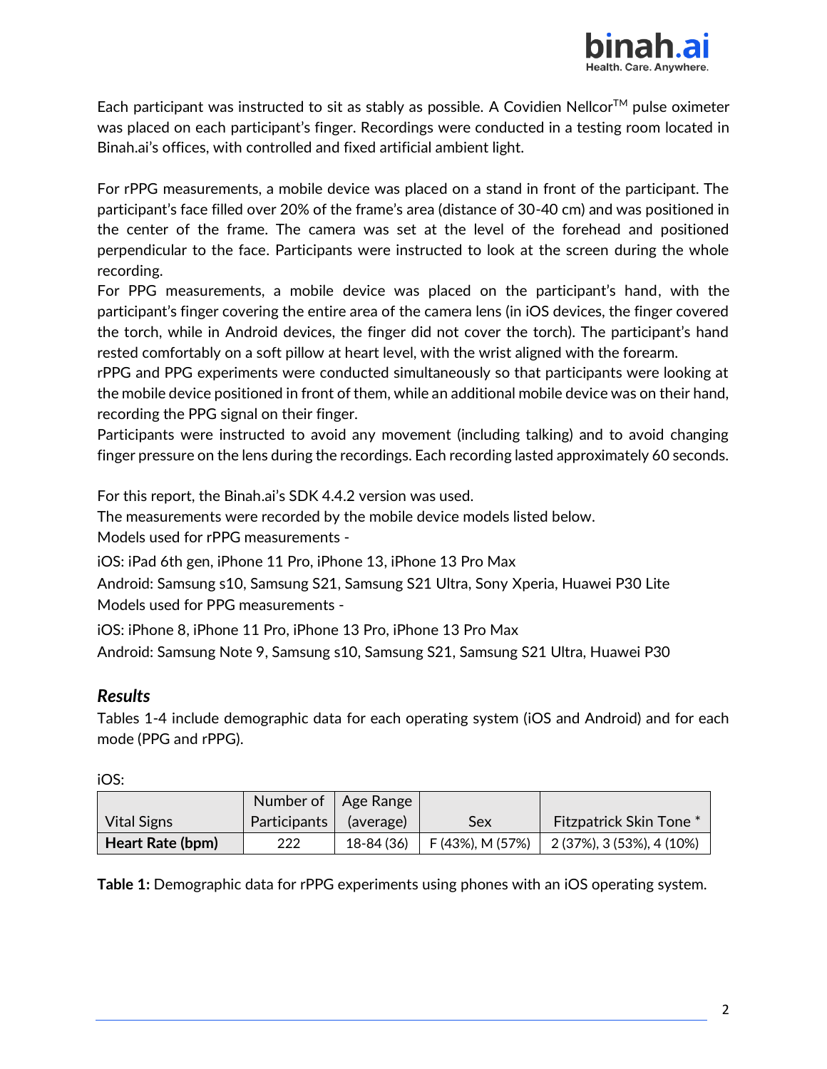Each participant was instructed to sit as stably as possible. A Covidien Nellcor™ pulse oximeter was placed on each participant's finger. Recordings were conducted in a testing room located in Binah.ai's offices, with controlled and fixed artificial ambient light.

For rPPG measurements, a mobile device was placed on a stand in front of the participant. The participant's face filled over 20% of the frame's area (distance of 30-40 cm) and was positioned in the center of the frame. The camera was set at the level of the forehead and positioned perpendicular to the face. Participants were instructed to look at the screen during the whole recording.

For PPG measurements, a mobile device was placed on the participant's hand, with the participant's finger covering the entire area of the camera lens (in iOS devices, the finger covered the torch, while in Android devices, the finger did not cover the torch). The participant's hand rested comfortably on a soft pillow at heart level, with the wrist aligned with the forearm.

rPPG and PPG experiments were conducted simultaneously so that participants were looking at the mobile device positioned in front of them, while an additional mobile device was on their hand, recording the PPG signal on their finger.

Participants were instructed to avoid any movement (including talking) and to avoid changing finger pressure on the lens during the recordings. Each recording lasted approximately 60 seconds.

For this report, the Binah.ai's SDK 4.4.2 version was used.

The measurements were recorded by the mobile device models listed below.

Models used for rPPG measurements -

iOS: iPad 6th gen, iPhone 11 Pro, iPhone 13, iPhone 13 Pro Max

Android: Samsung s10, Samsung S21, Samsung S21 Ultra, Sony Xperia, Huawei P30 Lite

Models used for PPG measurements -

iOS: iPhone 8, iPhone 11 Pro, iPhone 13 Pro, iPhone 13 Pro Max

Android: Samsung Note 9, Samsung s10, Samsung S21, Samsung S21 Ultra, Huawei P30

### *Results*

Tables 1-4 include demographic data for each operating system (iOS and Android) and for each mode (PPG and rPPG).

iOS:

| Vital Signs | Number of Participants | Age Range (average) | Sex | Fitzpatrick Skin Tone * |
|---|---|---|---|---|
| **Heart Rate (bpm)** | 222 | 18-84 (36) | F (43%), M (57%) | 2 (37%), 3 (53%), 4 (10%) |

**Table 1:** Demographic data for rPPG experiments using phones with an iOS operating system.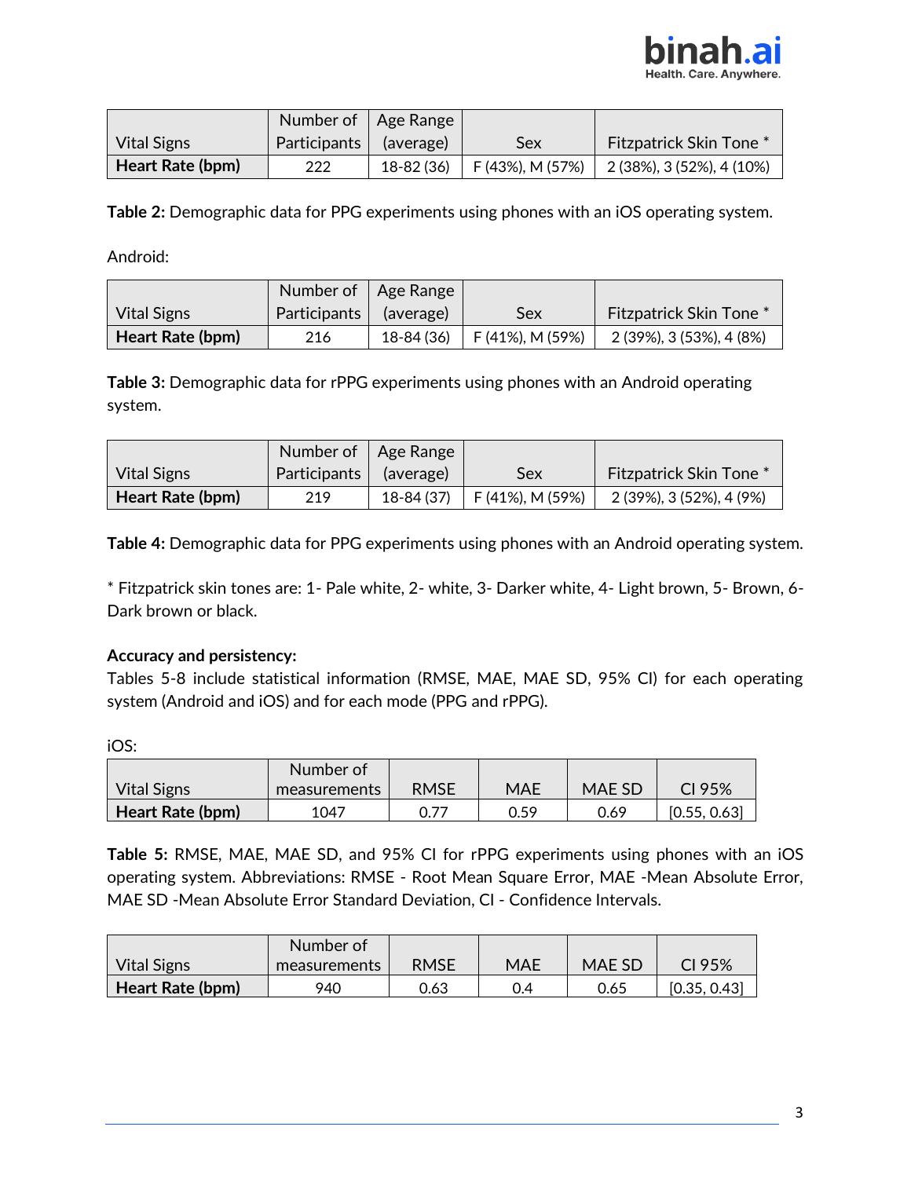| Vital Signs | Number of Participants | Age Range (average) | Sex | Fitzpatrick Skin Tone * |
|---|---|---|---|---|
| **Heart Rate (bpm)** | 222 | 18-82 (36) | F (43%), M (57%) | 2 (38%), 3 (52%), 4 (10%) |

**Table 2:** Demographic data for PPG experiments using phones with an iOS operating system.

Android:

| Vital Signs | Number of Participants | Age Range (average) | Sex | Fitzpatrick Skin Tone * |
|---|---|---|---|---|
| **Heart Rate (bpm)** | 216 | 18-84 (36) | F (41%), M (59%) | 2 (39%), 3 (53%), 4 (8%) |

**Table 3:** Demographic data for rPPG experiments using phones with an Android operating system.

| Vital Signs | Number of Participants | Age Range (average) | Sex | Fitzpatrick Skin Tone * |
|---|---|---|---|---|
| **Heart Rate (bpm)** | 219 | 18-84 (37) | F (41%), M (59%) | 2 (39%), 3 (52%), 4 (9%) |

**Table 4:** Demographic data for PPG experiments using phones with an Android operating system.

* Fitzpatrick skin tones are: 1- Pale white, 2- white, 3- Darker white, 4- Light brown, 5- Brown, 6- Dark brown or black.

**Accuracy and persistency:**

Tables 5-8 include statistical information (RMSE, MAE, MAE SD, 95% CI) for each operating system (Android and iOS) and for each mode (PPG and rPPG).

iOS:

| Vital Signs | Number of measurements | RMSE | MAE | MAE SD | CI 95% |
|---|---|---|---|---|---|
| **Heart Rate (bpm)** | 1047 | 0.77 | 0.59 | 0.69 | [0.55, 0.63] |

**Table 5:** RMSE, MAE, MAE SD, and 95% CI for rPPG experiments using phones with an iOS operating system. Abbreviations: RMSE - Root Mean Square Error, MAE -Mean Absolute Error, MAE SD -Mean Absolute Error Standard Deviation, CI - Confidence Intervals.

| Vital Signs | Number of measurements | RMSE | MAE | MAE SD | CI 95% |
|---|---|---|---|---|---|
| **Heart Rate (bpm)** | 940 | 0.63 | 0.4 | 0.65 | [0.35, 0.43] |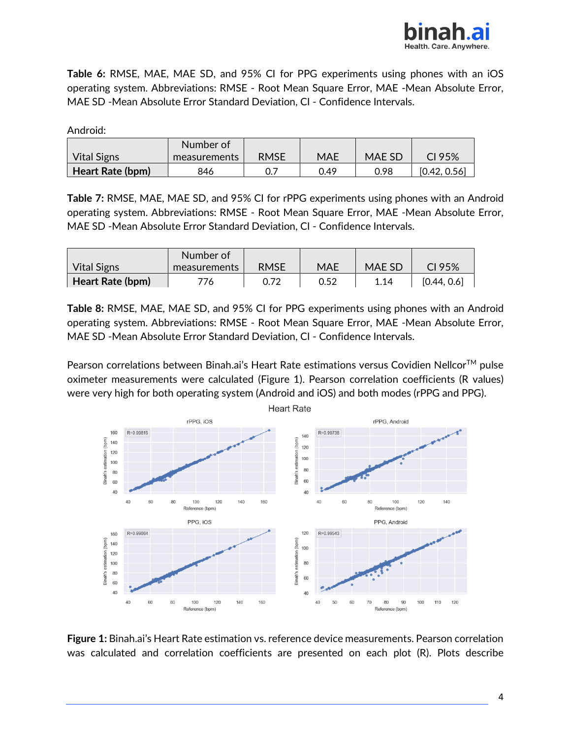**Table 6:** RMSE, MAE, MAE SD, and 95% CI for PPG experiments using phones with an iOS operating system. Abbreviations: RMSE - Root Mean Square Error, MAE -Mean Absolute Error, MAE SD -Mean Absolute Error Standard Deviation, CI - Confidence Intervals.

Android:

| Vital Signs | Number of measurements | RMSE | MAE | MAE SD | CI 95% |
|---|---|---|---|---|---|
| **Heart Rate (bpm)** | 846 | 0.7 | 0.49 | 0.98 | [0.42, 0.56] |

**Table 7:** RMSE, MAE, MAE SD, and 95% CI for rPPG experiments using phones with an Android operating system. Abbreviations: RMSE - Root Mean Square Error, MAE -Mean Absolute Error, MAE SD -Mean Absolute Error Standard Deviation, CI - Confidence Intervals.

| Vital Signs | Number of measurements | RMSE | MAE | MAE SD | CI 95% |
|---|---|---|---|---|---|
| **Heart Rate (bpm)** | 776 | 0.72 | 0.52 | 1.14 | [0.44, 0.6] |

**Table 8:** RMSE, MAE, MAE SD, and 95% CI for PPG experiments using phones with an Android operating system. Abbreviations: RMSE - Root Mean Square Error, MAE -Mean Absolute Error, MAE SD -Mean Absolute Error Standard Deviation, CI - Confidence Intervals.

Pearson correlations between Binah.ai's Heart Rate estimations versus Covidien Nellcor™ pulse oximeter measurements were calculated (Figure 1). Pearson correlation coefficients (R values) were very high for both operating system (Android and iOS) and both modes (rPPG and PPG).

**Figure 1:** Binah.ai's Heart Rate estimation vs. reference device measurements. Pearson correlation was calculated and correlation coefficients are presented on each plot (R). Plots describe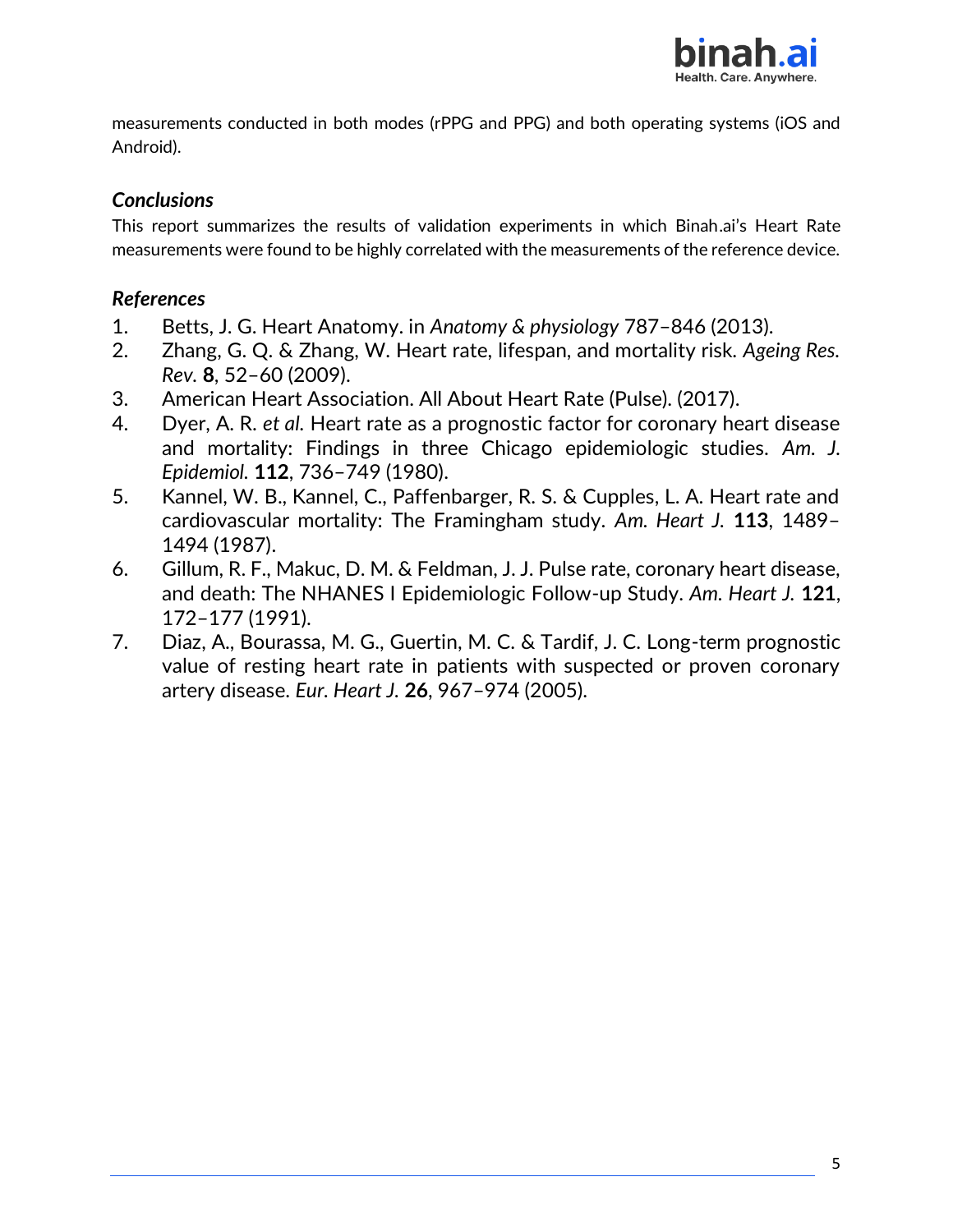measurements conducted in both modes (rPPG and PPG) and both operating systems (iOS and Android).

### *Conclusions*

This report summarizes the results of validation experiments in which Binah.ai's Heart Rate measurements were found to be highly correlated with the measurements of the reference device.

### *References*

1. Betts, J. G. Heart Anatomy. in *Anatomy & physiology* 787–846 (2013).
2. Zhang, G. Q. & Zhang, W. Heart rate, lifespan, and mortality risk. *Ageing Res. Rev.* **8**, 52–60 (2009).
3. American Heart Association. All About Heart Rate (Pulse). (2017).
4. Dyer, A. R. *et al.* Heart rate as a prognostic factor for coronary heart disease and mortality: Findings in three Chicago epidemiologic studies. *Am. J. Epidemiol.* **112**, 736–749 (1980).
5. Kannel, W. B., Kannel, C., Paffenbarger, R. S. & Cupples, L. A. Heart rate and cardiovascular mortality: The Framingham study. *Am. Heart J.* **113**, 1489–1494 (1987).
6. Gillum, R. F., Makuc, D. M. & Feldman, J. J. Pulse rate, coronary heart disease, and death: The NHANES I Epidemiologic Follow-up Study. *Am. Heart J.* **121**, 172–177 (1991).
7. Diaz, A., Bourassa, M. G., Guertin, M. C. & Tardif, J. C. Long-term prognostic value of resting heart rate in patients with suspected or proven coronary artery disease. *Eur. Heart J.* **26**, 967–974 (2005).